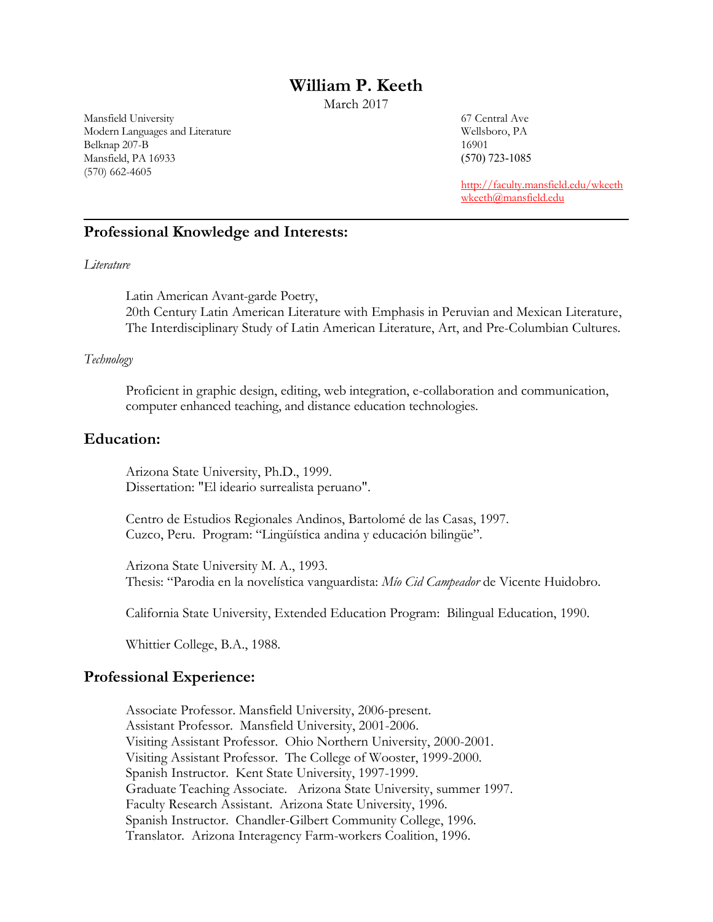# William P. Keeth

March 2017

Mansfield University
Modern Languages and Literature
Belknap 207-B
Mansfield, PA 16933
(570) 662-4605

67 Central Ave
Wellsboro, PA
16901
(570) 723-1085

http://faculty.mansfield.edu/wkeeth
wkeeth@mansfield.edu

---

## Professional Knowledge and Interests:

*Literature*

Latin American Avant-garde Poetry,
20th Century Latin American Literature with Emphasis in Peruvian and Mexican Literature,
The Interdisciplinary Study of Latin American Literature, Art, and Pre-Columbian Cultures.

*Technology*

Proficient in graphic design, editing, web integration, e-collaboration and communication, computer enhanced teaching, and distance education technologies.

## Education:

Arizona State University, Ph.D., 1999.
Dissertation: "El ideario surrealista peruano".

Centro de Estudios Regionales Andinos, Bartolomé de las Casas, 1997.
Cuzco, Peru. Program: "Lingüística andina y educación bilingüe".

Arizona State University M. A., 1993.
Thesis: "Parodia en la novelística vanguardista: *Mío Cid Campeador* de Vicente Huidobro.

California State University, Extended Education Program: Bilingual Education, 1990.

Whittier College, B.A., 1988.

## Professional Experience:

Associate Professor. Mansfield University, 2006-present.
Assistant Professor. Mansfield University, 2001-2006.
Visiting Assistant Professor. Ohio Northern University, 2000-2001.
Visiting Assistant Professor. The College of Wooster, 1999-2000.
Spanish Instructor. Kent State University, 1997-1999.
Graduate Teaching Associate. Arizona State University, summer 1997.
Faculty Research Assistant. Arizona State University, 1996.
Spanish Instructor. Chandler-Gilbert Community College, 1996.
Translator. Arizona Interagency Farm-workers Coalition, 1996.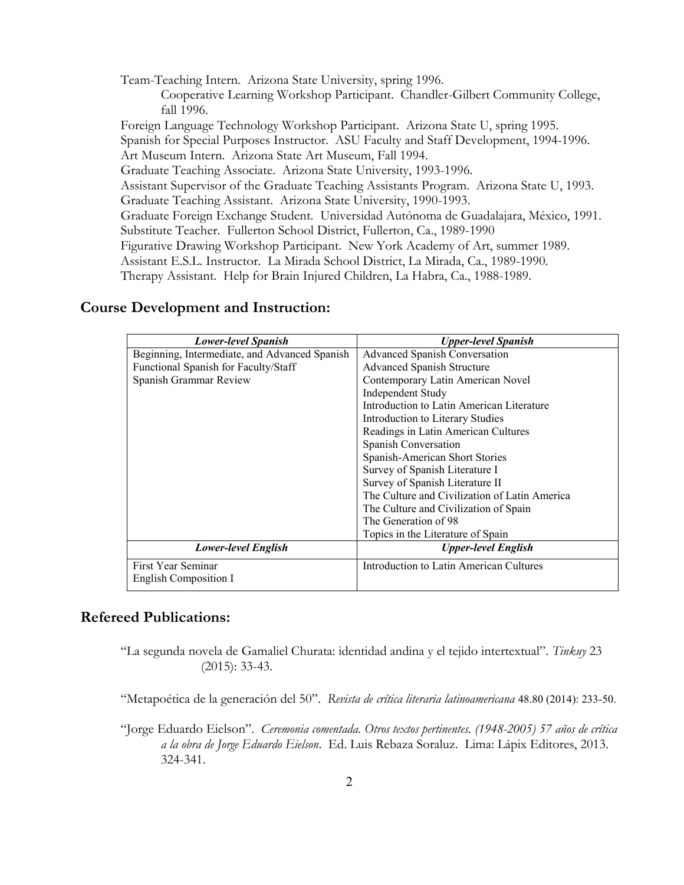Team-Teaching Intern. Arizona State University, spring 1996.

Cooperative Learning Workshop Participant. Chandler-Gilbert Community College, fall 1996.

Foreign Language Technology Workshop Participant. Arizona State U, spring 1995.

Spanish for Special Purposes Instructor. ASU Faculty and Staff Development, 1994-1996.

Art Museum Intern. Arizona State Art Museum, Fall 1994.

Graduate Teaching Associate. Arizona State University, 1993-1996.

Assistant Supervisor of the Graduate Teaching Assistants Program. Arizona State U, 1993.

Graduate Teaching Assistant. Arizona State University, 1990-1993.

Graduate Foreign Exchange Student. Universidad Autónoma de Guadalajara, México, 1991.

Substitute Teacher. Fullerton School District, Fullerton, Ca., 1989-1990

Figurative Drawing Workshop Participant. New York Academy of Art, summer 1989.

Assistant E.S.L. Instructor. La Mirada School District, La Mirada, Ca., 1989-1990.

Therapy Assistant. Help for Brain Injured Children, La Habra, Ca., 1988-1989.

## Course Development and Instruction:

| ***Lower-level Spanish*** | ***Upper-level Spanish*** |
|---|---|
| Beginning, Intermediate, and Advanced Spanish<br>Functional Spanish for Faculty/Staff<br>Spanish Grammar Review | Advanced Spanish Conversation<br>Advanced Spanish Structure<br>Contemporary Latin American Novel<br>Independent Study<br>Introduction to Latin American Literature<br>Introduction to Literary Studies<br>Readings in Latin American Cultures<br>Spanish Conversation<br>Spanish-American Short Stories<br>Survey of Spanish Literature I<br>Survey of Spanish Literature II<br>The Culture and Civilization of Latin America<br>The Culture and Civilization of Spain<br>The Generation of 98<br>Topics in the Literature of Spain |
| ***Lower-level English*** | ***Upper-level English*** |
| First Year Seminar<br>English Composition I | Introduction to Latin American Cultures |

## Refereed Publications:

"La segunda novela de Gamaliel Churata: identidad andina y el tejido intertextual". *Tinkuy* 23 (2015): 33-43.

"Metapoética de la generación del 50". *Revista de crítica literaria latinoamericana* 48.80 (2014): 233-50.

"Jorge Eduardo Eielson". *Ceremonia comentada. Otros textos pertinentes. (1948-2005) 57 años de crítica a la obra de Jorge Eduardo Eielson*. Ed. Luis Rebaza Soraluz. Lima: Lápix Editores, 2013. 324-341.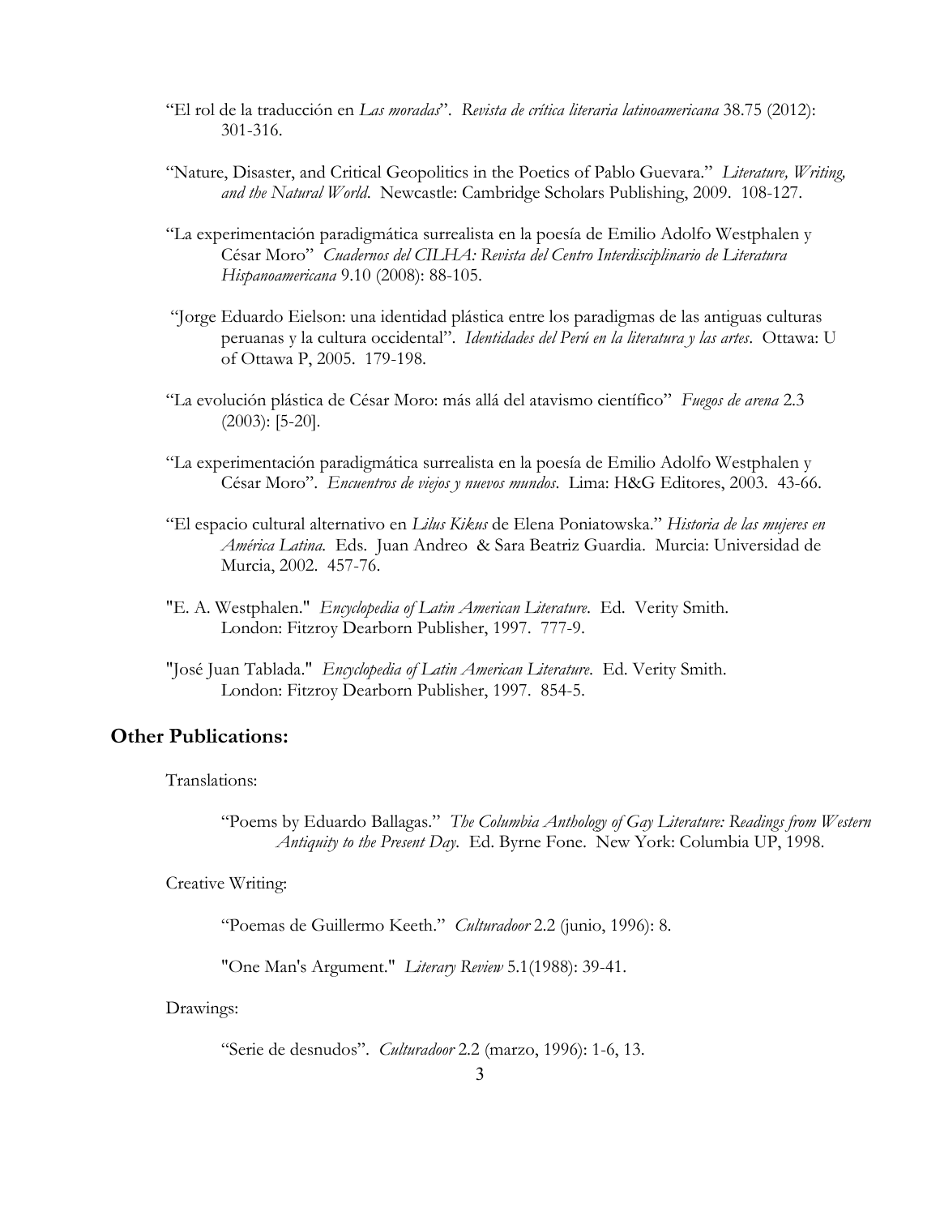"El rol de la traducción en *Las moradas*". *Revista de crítica literaria latinoamericana* 38.75 (2012): 301-316.

"Nature, Disaster, and Critical Geopolitics in the Poetics of Pablo Guevara." *Literature, Writing, and the Natural World*. Newcastle: Cambridge Scholars Publishing, 2009. 108-127.

"La experimentación paradigmática surrealista en la poesía de Emilio Adolfo Westphalen y César Moro" *Cuadernos del CILHA: Revista del Centro Interdisciplinario de Literatura Hispanoamericana* 9.10 (2008): 88-105.

"Jorge Eduardo Eielson: una identidad plástica entre los paradigmas de las antiguas culturas peruanas y la cultura occidental". *Identidades del Perú en la literatura y las artes*. Ottawa: U of Ottawa P, 2005. 179-198.

"La evolución plástica de César Moro: más allá del atavismo científico" *Fuegos de arena* 2.3 (2003): [5-20].

"La experimentación paradigmática surrealista en la poesía de Emilio Adolfo Westphalen y César Moro". *Encuentros de viejos y nuevos mundos*. Lima: H&G Editores, 2003. 43-66.

"El espacio cultural alternativo en *Lilus Kikus* de Elena Poniatowska." *Historia de las mujeres en América Latina.* Eds. Juan Andreo & Sara Beatriz Guardia. Murcia: Universidad de Murcia, 2002. 457-76.

"E. A. Westphalen." *Encyclopedia of Latin American Literature*. Ed. Verity Smith. London: Fitzroy Dearborn Publisher, 1997. 777-9.

"José Juan Tablada." *Encyclopedia of Latin American Literature*. Ed. Verity Smith. London: Fitzroy Dearborn Publisher, 1997. 854-5.

## Other Publications:

Translations:

"Poems by Eduardo Ballagas." *The Columbia Anthology of Gay Literature: Readings from Western Antiquity to the Present Day.* Ed. Byrne Fone. New York: Columbia UP, 1998.

Creative Writing:

"Poemas de Guillermo Keeth." *Culturadoor* 2.2 (junio, 1996): 8.

"One Man's Argument." *Literary Review* 5.1(1988): 39-41.

Drawings:

"Serie de desnudos". *Culturadoor* 2.2 (marzo, 1996): 1-6, 13.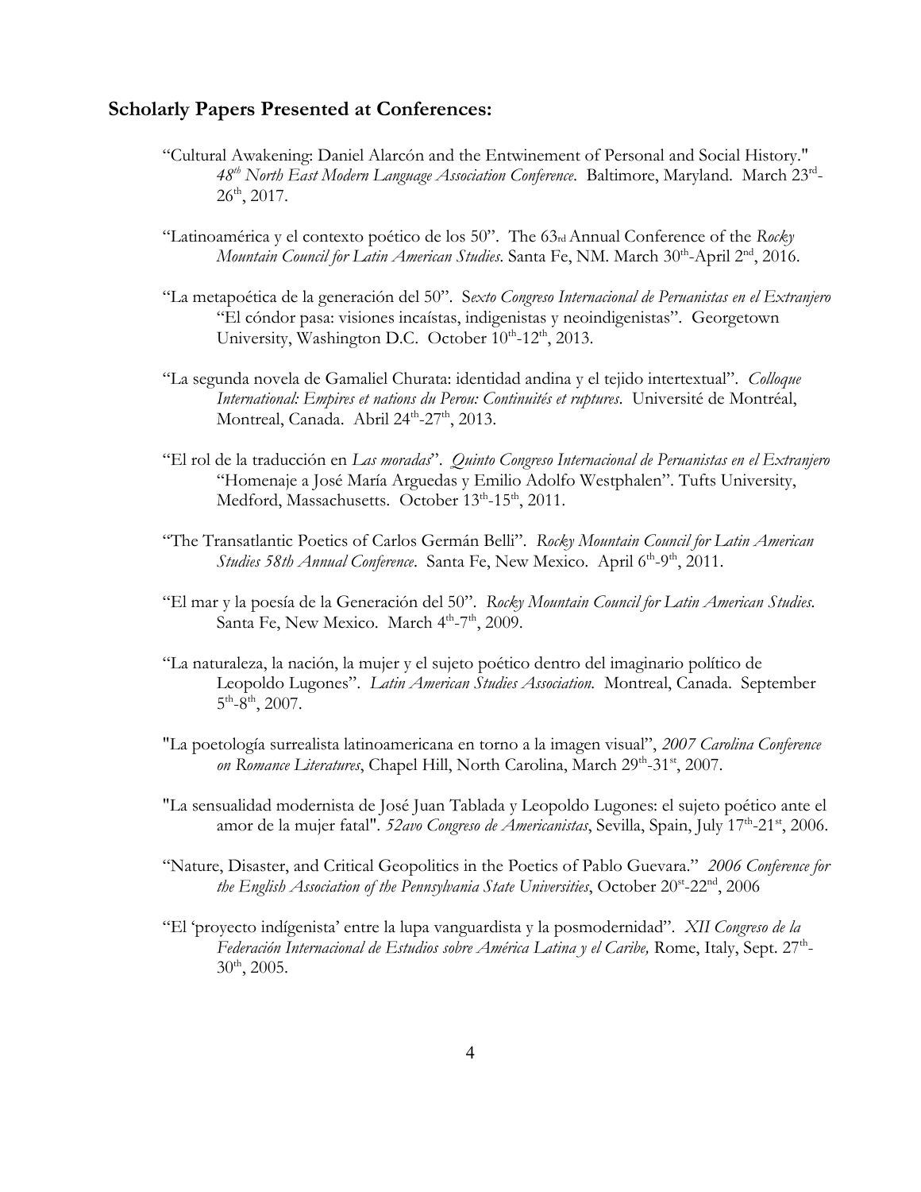## Scholarly Papers Presented at Conferences:

"Cultural Awakening: Daniel Alarcón and the Entwinement of Personal and Social History." *48th North East Modern Language Association Conference*. Baltimore, Maryland. March 23rd-26th, 2017.

"Latinoamérica y el contexto poético de los 50". The 63rd Annual Conference of the *Rocky Mountain Council for Latin American Studies*. Santa Fe, NM. March 30th-April 2nd, 2016.

"La metapoética de la generación del 50". S*exto Congreso Internacional de Peruanistas en el Extranjero* "El cóndor pasa: visiones incaístas, indigenistas y neoindigenistas". Georgetown University, Washington D.C. October 10th-12th, 2013.

"La segunda novela de Gamaliel Churata: identidad andina y el tejido intertextual". *Colloque International: Empires et nations du Perou: Continuités et ruptures*. Université de Montréal, Montreal, Canada. Abril 24th-27th, 2013.

"El rol de la traducción en *Las moradas*". *Quinto Congreso Internacional de Peruanistas en el Extranjero* "Homenaje a José María Arguedas y Emilio Adolfo Westphalen". Tufts University, Medford, Massachusetts. October 13th-15th, 2011.

"The Transatlantic Poetics of Carlos Germán Belli". *Rocky Mountain Council for Latin American Studies 58th Annual Conference*. Santa Fe, New Mexico. April 6th-9th, 2011.

"El mar y la poesía de la Generación del 50". *Rocky Mountain Council for Latin American Studies*. Santa Fe, New Mexico. March 4th-7th, 2009.

"La naturaleza, la nación, la mujer y el sujeto poético dentro del imaginario político de Leopoldo Lugones". *Latin American Studies Association*. Montreal, Canada. September 5th-8th, 2007.

"La poetología surrealista latinoamericana en torno a la imagen visual", *2007 Carolina Conference on Romance Literatures*, Chapel Hill, North Carolina, March 29th-31st, 2007.

"La sensualidad modernista de José Juan Tablada y Leopoldo Lugones: el sujeto poético ante el amor de la mujer fatal". *52avo Congreso de Americanistas*, Sevilla, Spain, July 17th-21st, 2006.

"Nature, Disaster, and Critical Geopolitics in the Poetics of Pablo Guevara." *2006 Conference for the English Association of the Pennsylvania State Universities*, October 20st-22nd, 2006

"El 'proyecto indígenista' entre la lupa vanguardista y la posmodernidad". *XII Congreso de la Federación Internacional de Estudios sobre América Latina y el Caribe,* Rome, Italy, Sept. 27th-30th, 2005.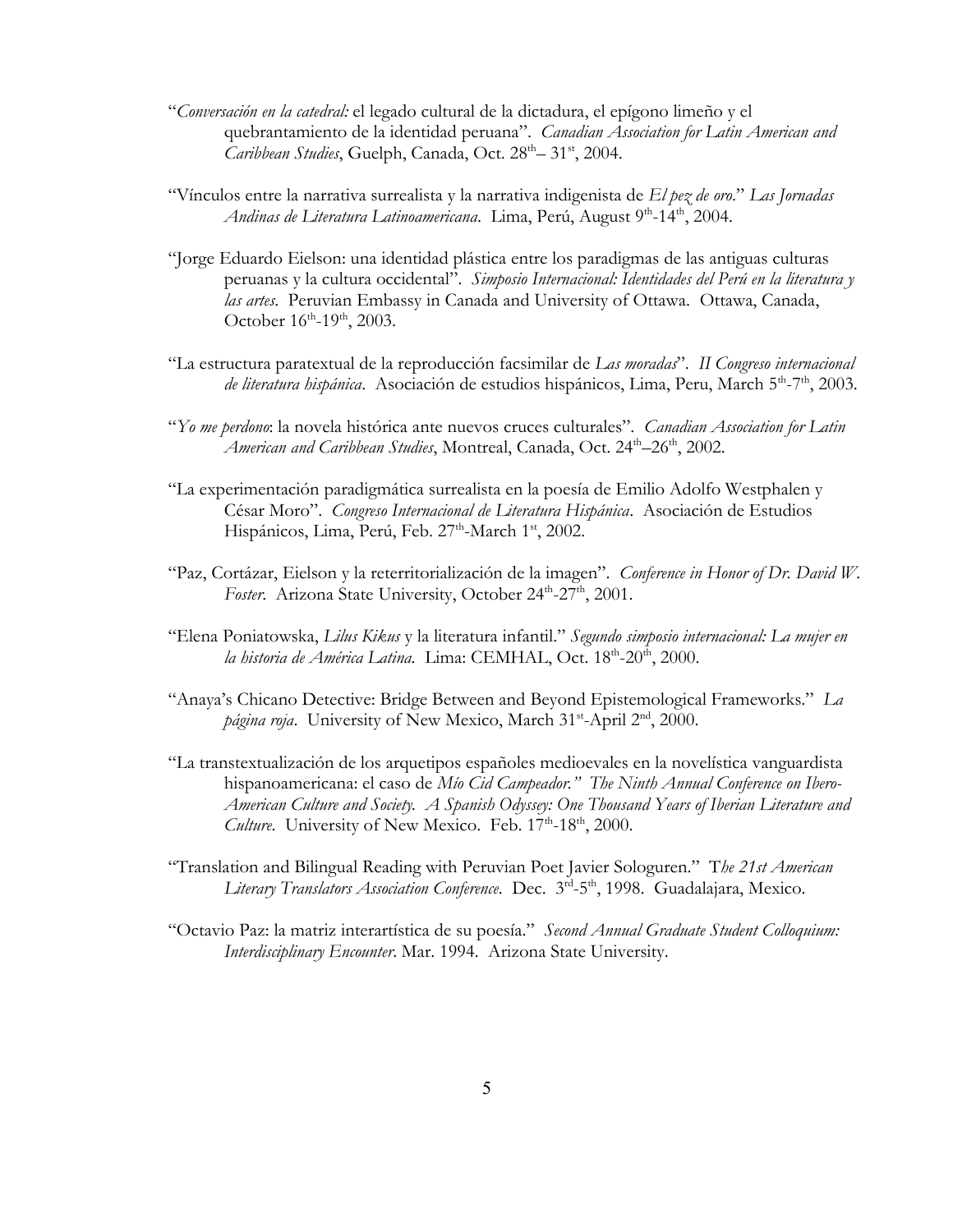"*Conversación en la catedral:* el legado cultural de la dictadura, el epígono limeño y el quebrantamiento de la identidad peruana". *Canadian Association for Latin American and Caribbean Studies*, Guelph, Canada, Oct. 28th– 31st, 2004.

"Vínculos entre la narrativa surrealista y la narrativa indigenista de *El pez de oro*." *Las Jornadas Andinas de Literatura Latinoamericana*. Lima, Perú, August 9th-14th, 2004.

"Jorge Eduardo Eielson: una identidad plástica entre los paradigmas de las antiguas culturas peruanas y la cultura occidental". *Simposio Internacional: Identidades del Perú en la literatura y las artes*. Peruvian Embassy in Canada and University of Ottawa. Ottawa, Canada, October 16th-19th, 2003.

"La estructura paratextual de la reproducción facsimilar de *Las moradas*". *II Congreso internacional de literatura hispánica*. Asociación de estudios hispánicos, Lima, Peru, March 5th-7th, 2003.

"*Yo me perdono*: la novela histórica ante nuevos cruces culturales". *Canadian Association for Latin American and Caribbean Studies*, Montreal, Canada, Oct. 24th–26th, 2002.

"La experimentación paradigmática surrealista en la poesía de Emilio Adolfo Westphalen y César Moro". *Congreso Internacional de Literatura Hispánica*. Asociación de Estudios Hispánicos, Lima, Perú, Feb. 27th-March 1st, 2002.

"Paz, Cortázar, Eielson y la reterritorialización de la imagen". *Conference in Honor of Dr. David W. Foster*. Arizona State University, October 24th-27th, 2001.

"Elena Poniatowska, *Lilus Kikus* y la literatura infantil." *Segundo simposio internacional: La mujer en la historia de América Latina*. Lima: CEMHAL, Oct. 18th-20th, 2000.

"Anaya's Chicano Detective: Bridge Between and Beyond Epistemological Frameworks." *La página roja*. University of New Mexico, March 31st-April 2nd, 2000.

"La transtextualización de los arquetipos españoles medioevales en la novelística vanguardista hispanoamericana: el caso de *Mío Cid Campeador." The Ninth Annual Conference on Ibero-American Culture and Society. A Spanish Odyssey: One Thousand Years of Iberian Literature and Culture*. University of New Mexico. Feb. 17th-18th, 2000.

"Translation and Bilingual Reading with Peruvian Poet Javier Sologuren." T*he 21st American Literary Translators Association Conference*. Dec. 3rd-5th, 1998. Guadalajara, Mexico.

"Octavio Paz: la matriz interartística de su poesía." *Second Annual Graduate Student Colloquium: Interdisciplinary Encounter*. Mar. 1994. Arizona State University.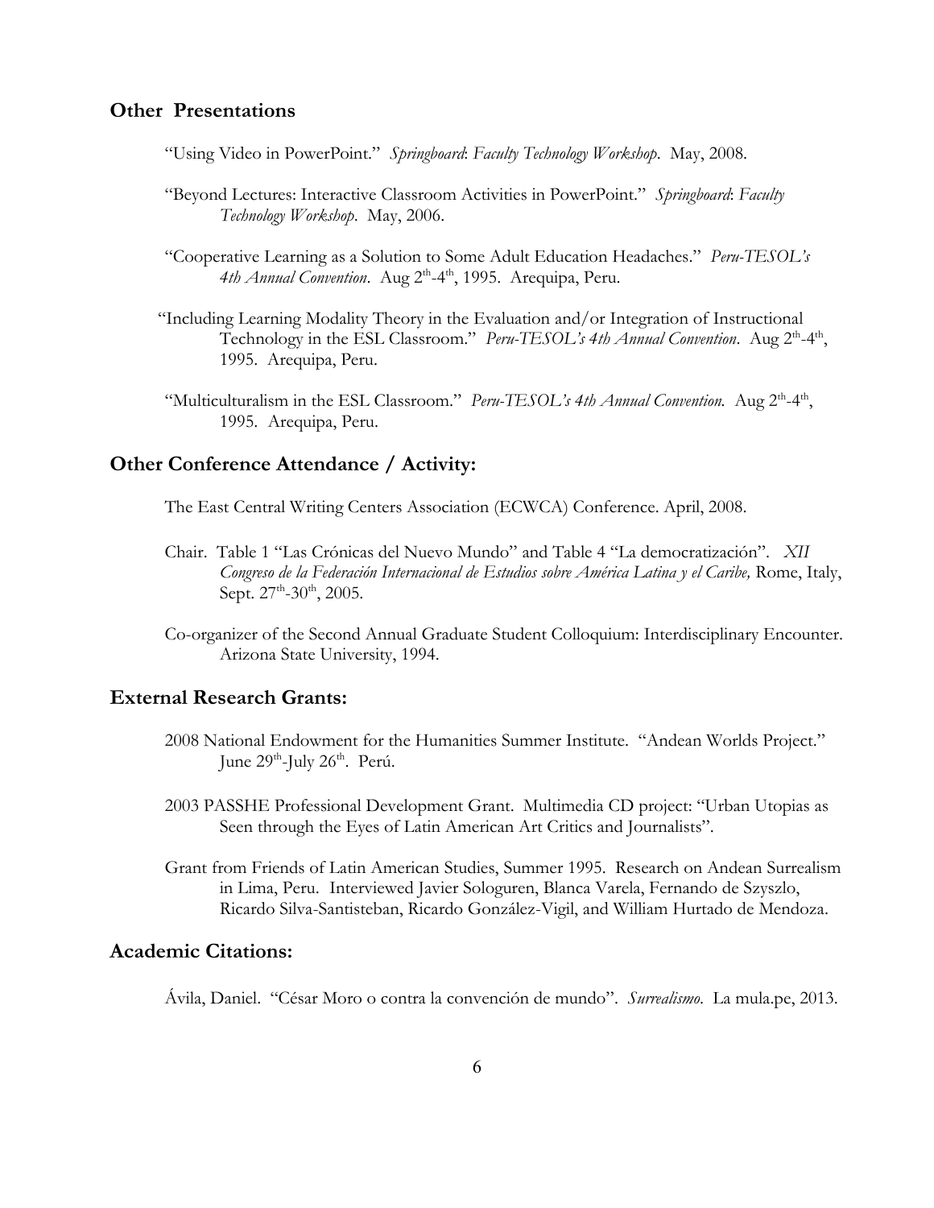## Other Presentations

"Using Video in PowerPoint." *Springboard*: *Faculty Technology Workshop*. May, 2008.

"Beyond Lectures: Interactive Classroom Activities in PowerPoint." *Springboard*: *Faculty Technology Workshop*. May, 2006.

"Cooperative Learning as a Solution to Some Adult Education Headaches." *Peru-TESOL's 4th Annual Convention*. Aug 2th-4th, 1995. Arequipa, Peru.

"Including Learning Modality Theory in the Evaluation and/or Integration of Instructional Technology in the ESL Classroom." *Peru-TESOL's 4th Annual Convention*. Aug 2th-4th, 1995. Arequipa, Peru.

"Multiculturalism in the ESL Classroom." *Peru-TESOL's 4th Annual Convention.* Aug 2th-4th, 1995. Arequipa, Peru.

## Other Conference Attendance / Activity:

The East Central Writing Centers Association (ECWCA) Conference. April, 2008.

Chair. Table 1 "Las Crónicas del Nuevo Mundo" and Table 4 "La democratización". *XII Congreso de la Federación Internacional de Estudios sobre América Latina y el Caribe,* Rome, Italy, Sept. 27th-30th, 2005.

Co-organizer of the Second Annual Graduate Student Colloquium: Interdisciplinary Encounter. Arizona State University, 1994.

## External Research Grants:

2008 National Endowment for the Humanities Summer Institute. "Andean Worlds Project." June 29th-July 26th. Perú.

2003 PASSHE Professional Development Grant. Multimedia CD project: "Urban Utopias as Seen through the Eyes of Latin American Art Critics and Journalists".

Grant from Friends of Latin American Studies, Summer 1995. Research on Andean Surrealism in Lima, Peru. Interviewed Javier Sologuren, Blanca Varela, Fernando de Szyszlo, Ricardo Silva-Santisteban, Ricardo González-Vigil, and William Hurtado de Mendoza.

## Academic Citations:

Ávila, Daniel. "César Moro o contra la convención de mundo". *Surrealismo*. La mula.pe, 2013.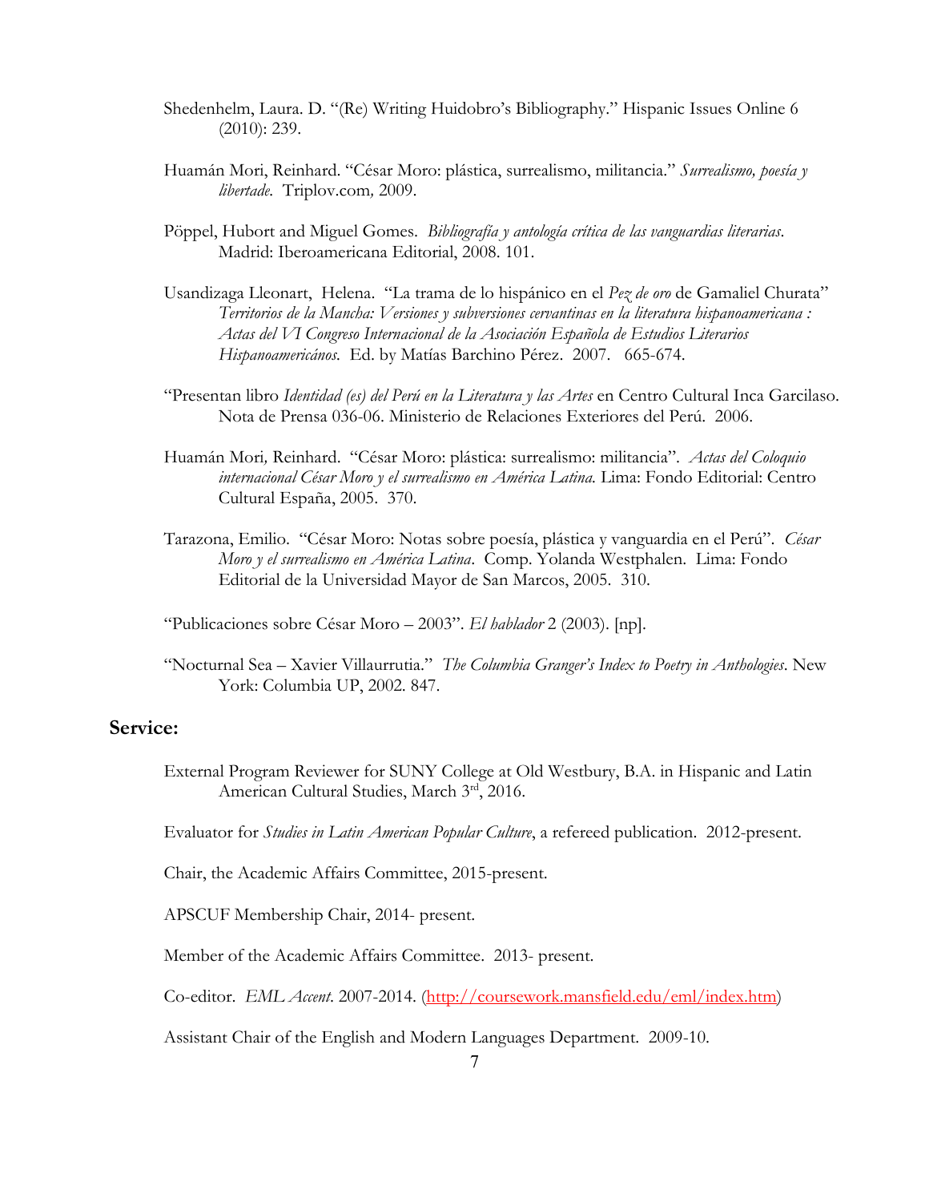Shedenhelm, Laura. D. "(Re) Writing Huidobro's Bibliography." Hispanic Issues Online 6 (2010): 239.

Huamán Mori, Reinhard. "César Moro: plástica, surrealismo, militancia." *Surrealismo, poesía y libertade.* Triplov.com, 2009.

Pöppel, Hubort and Miguel Gomes. *Bibliografía y antología crítica de las vanguardias literarias*. Madrid: Iberoamericana Editorial, 2008. 101.

Usandizaga Lleonart, Helena. "La trama de lo hispánico en el *Pez de oro* de Gamaliel Churata" *Territorios de la Mancha: Versiones y subversiones cervantinas en la literatura hispanoamericana : Actas del VI Congreso Internacional de la Asociación Española de Estudios Literarios Hispanoamericános.* Ed. by Matías Barchino Pérez. 2007. 665-674.

"Presentan libro *Identidad (es) del Perú en la Literatura y las Artes* en Centro Cultural Inca Garcilaso. Nota de Prensa 036-06. Ministerio de Relaciones Exteriores del Perú. 2006.

Huamán Mori, Reinhard. "César Moro: plástica: surrealismo: militancia". *Actas del Coloquio internacional César Moro y el surrealismo en América Latina.* Lima: Fondo Editorial: Centro Cultural España, 2005. 370.

Tarazona, Emilio. "César Moro: Notas sobre poesía, plástica y vanguardia en el Perú". *César Moro y el surrealismo en América Latina*. Comp. Yolanda Westphalen. Lima: Fondo Editorial de la Universidad Mayor de San Marcos, 2005. 310.

"Publicaciones sobre César Moro – 2003". *El hablador* 2 (2003). [np].

"Nocturnal Sea – Xavier Villaurrutia." *The Columbia Granger's Index to Poetry in Anthologies*. New York: Columbia UP, 2002. 847.

## Service:

External Program Reviewer for SUNY College at Old Westbury, B.A. in Hispanic and Latin American Cultural Studies, March 3rd, 2016.

Evaluator for *Studies in Latin American Popular Culture*, a refereed publication. 2012-present.

Chair, the Academic Affairs Committee, 2015-present.

APSCUF Membership Chair, 2014- present.

Member of the Academic Affairs Committee. 2013- present.

Co-editor. *EML Accent*. 2007-2014. (http://coursework.mansfield.edu/eml/index.htm)

Assistant Chair of the English and Modern Languages Department. 2009-10.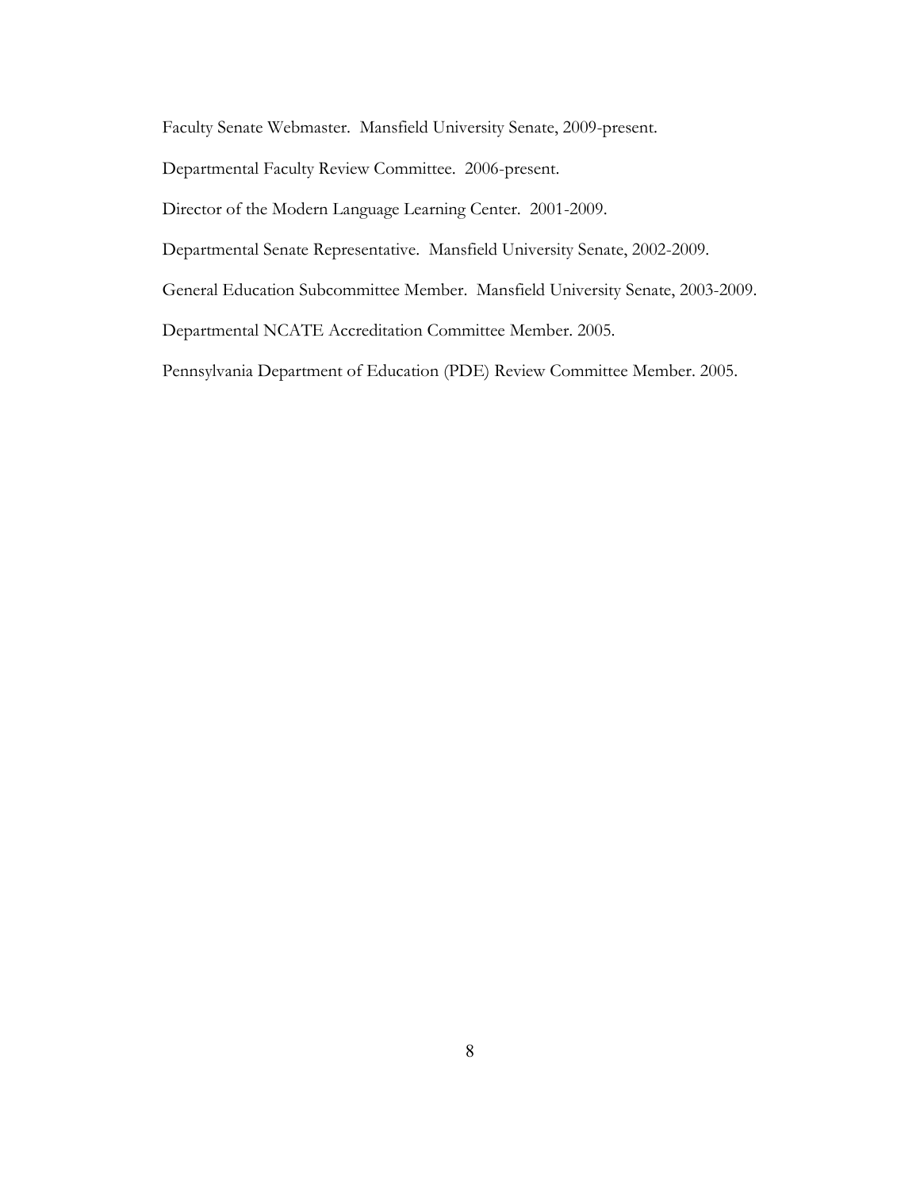Faculty Senate Webmaster. Mansfield University Senate, 2009-present.

Departmental Faculty Review Committee. 2006-present.

Director of the Modern Language Learning Center. 2001-2009.

Departmental Senate Representative. Mansfield University Senate, 2002-2009.

General Education Subcommittee Member. Mansfield University Senate, 2003-2009.

Departmental NCATE Accreditation Committee Member. 2005.

Pennsylvania Department of Education (PDE) Review Committee Member. 2005.